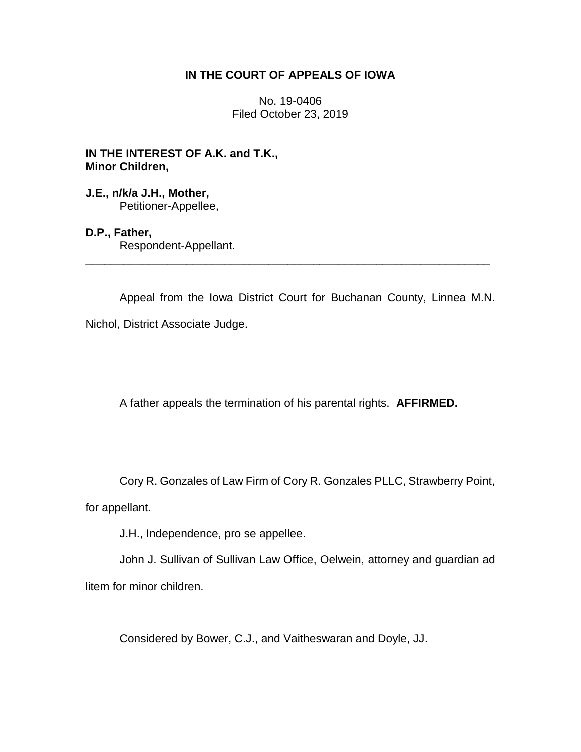**IN THE COURT OF APPEALS OF IOWA**

No. 19-0406
Filed October 23, 2019

**IN THE INTEREST OF A.K. and T.K., Minor Children,**

**J.E., n/k/a J.H., Mother,**
Petitioner-Appellee,

**D.P., Father,**
Respondent-Appellant.

---

Appeal from the Iowa District Court for Buchanan County, Linnea M.N. Nichol, District Associate Judge.

A father appeals the termination of his parental rights. **AFFIRMED.**

Cory R. Gonzales of Law Firm of Cory R. Gonzales PLLC, Strawberry Point, for appellant.

J.H., Independence, pro se appellee.

John J. Sullivan of Sullivan Law Office, Oelwein, attorney and guardian ad litem for minor children.

Considered by Bower, C.J., and Vaitheswaran and Doyle, JJ.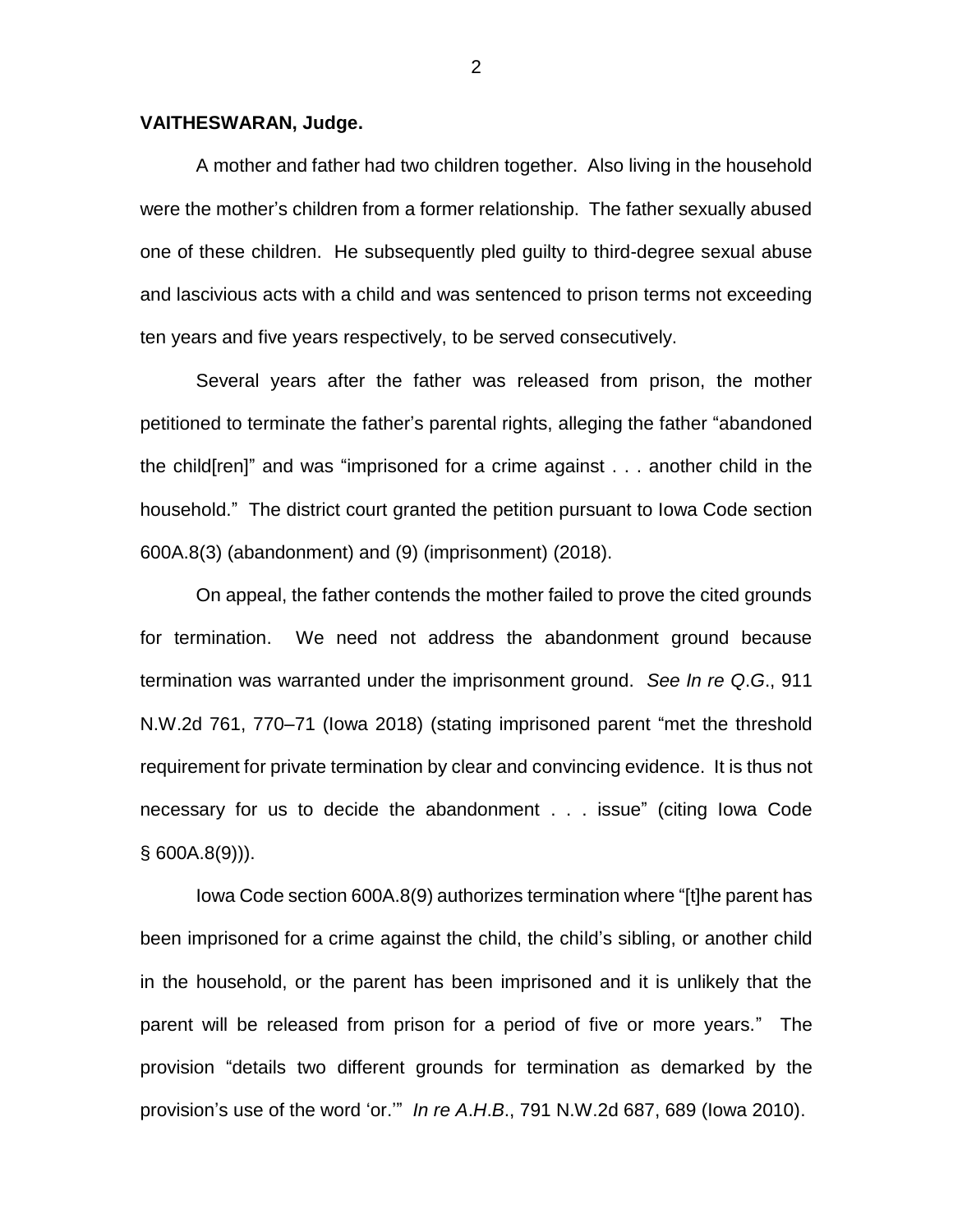**VAITHESWARAN, Judge.**

A mother and father had two children together. Also living in the household were the mother's children from a former relationship. The father sexually abused one of these children. He subsequently pled guilty to third-degree sexual abuse and lascivious acts with a child and was sentenced to prison terms not exceeding ten years and five years respectively, to be served consecutively.

Several years after the father was released from prison, the mother petitioned to terminate the father's parental rights, alleging the father "abandoned the child[ren]" and was "imprisoned for a crime against . . . another child in the household." The district court granted the petition pursuant to Iowa Code section 600A.8(3) (abandonment) and (9) (imprisonment) (2018).

On appeal, the father contends the mother failed to prove the cited grounds for termination. We need not address the abandonment ground because termination was warranted under the imprisonment ground. *See In re Q.G.*, 911 N.W.2d 761, 770–71 (Iowa 2018) (stating imprisoned parent "met the threshold requirement for private termination by clear and convincing evidence. It is thus not necessary for us to decide the abandonment . . . issue" (citing Iowa Code § 600A.8(9))).

Iowa Code section 600A.8(9) authorizes termination where "[t]he parent has been imprisoned for a crime against the child, the child's sibling, or another child in the household, or the parent has been imprisoned and it is unlikely that the parent will be released from prison for a period of five or more years." The provision "details two different grounds for termination as demarked by the provision's use of the word 'or.'" *In re A.H.B.*, 791 N.W.2d 687, 689 (Iowa 2010).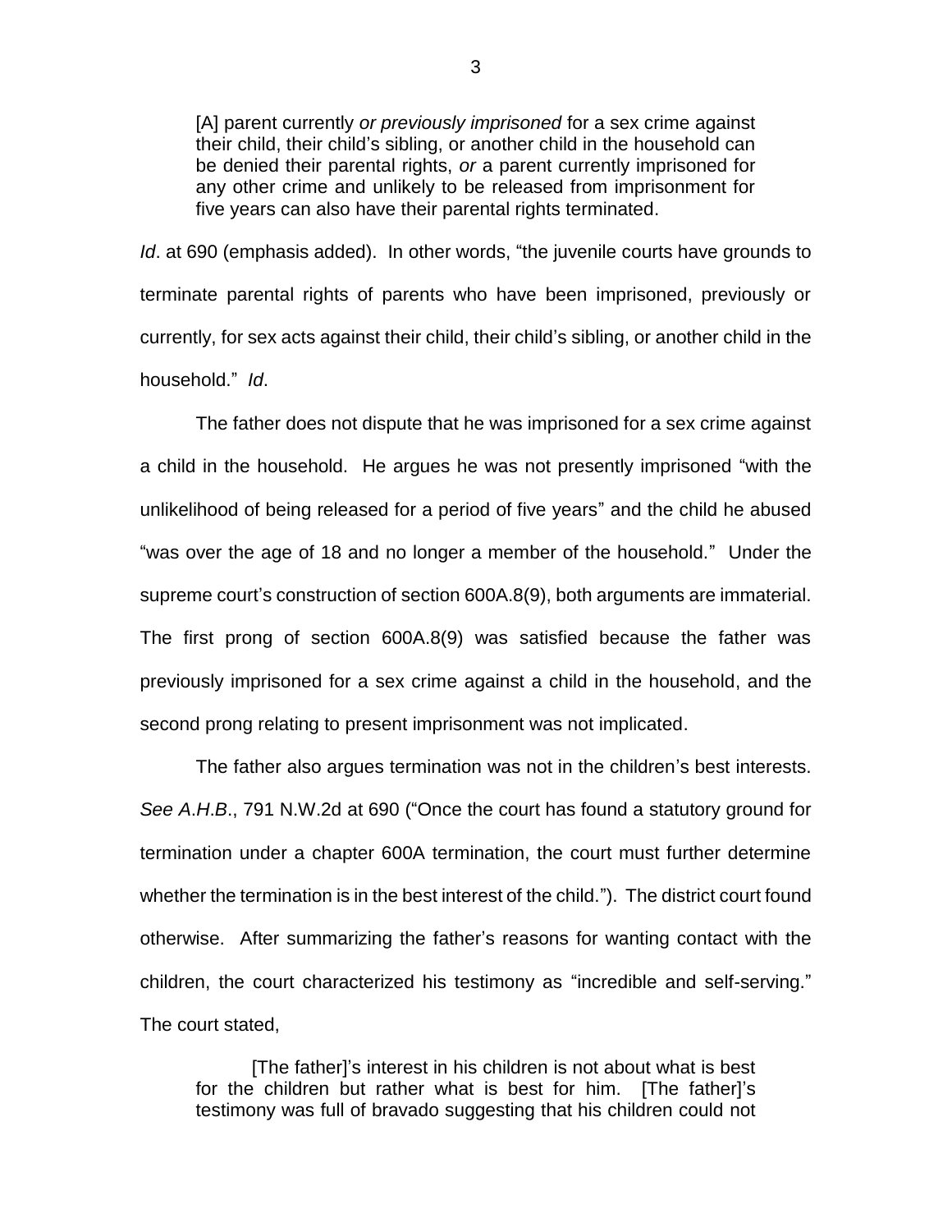> [A] parent currently *or previously imprisoned* for a sex crime against their child, their child's sibling, or another child in the household can be denied their parental rights, *or* a parent currently imprisoned for any other crime and unlikely to be released from imprisonment for five years can also have their parental rights terminated.

*Id*. at 690 (emphasis added). In other words, "the juvenile courts have grounds to terminate parental rights of parents who have been imprisoned, previously or currently, for sex acts against their child, their child's sibling, or another child in the household." *Id*.

The father does not dispute that he was imprisoned for a sex crime against a child in the household. He argues he was not presently imprisoned "with the unlikelihood of being released for a period of five years" and the child he abused "was over the age of 18 and no longer a member of the household." Under the supreme court's construction of section 600A.8(9), both arguments are immaterial. The first prong of section 600A.8(9) was satisfied because the father was previously imprisoned for a sex crime against a child in the household, and the second prong relating to present imprisonment was not implicated.

The father also argues termination was not in the children's best interests. *See A.H.B*., 791 N.W.2d at 690 ("Once the court has found a statutory ground for termination under a chapter 600A termination, the court must further determine whether the termination is in the best interest of the child."). The district court found otherwise. After summarizing the father's reasons for wanting contact with the children, the court characterized his testimony as "incredible and self-serving." The court stated,

> [The father]'s interest in his children is not about what is best for the children but rather what is best for him. [The father]'s testimony was full of bravado suggesting that his children could not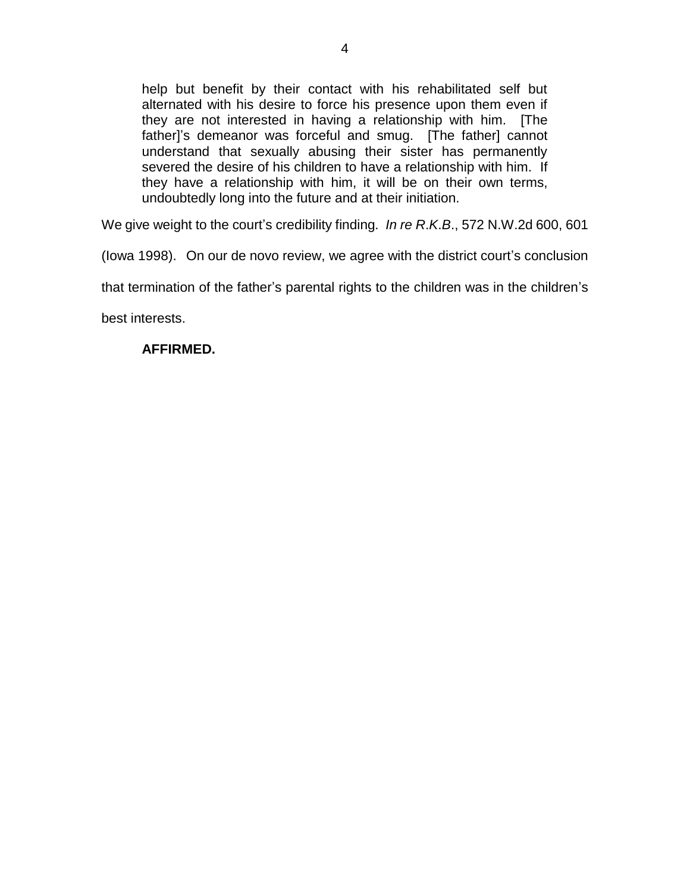> help but benefit by their contact with his rehabilitated self but alternated with his desire to force his presence upon them even if they are not interested in having a relationship with him. [The father]'s demeanor was forceful and smug. [The father] cannot understand that sexually abusing their sister has permanently severed the desire of his children to have a relationship with him. If they have a relationship with him, it will be on their own terms, undoubtedly long into the future and at their initiation.

We give weight to the court's credibility finding. *In re R.K.B*., 572 N.W.2d 600, 601 (Iowa 1998). On our de novo review, we agree with the district court's conclusion that termination of the father's parental rights to the children was in the children's best interests.

**AFFIRMED.**